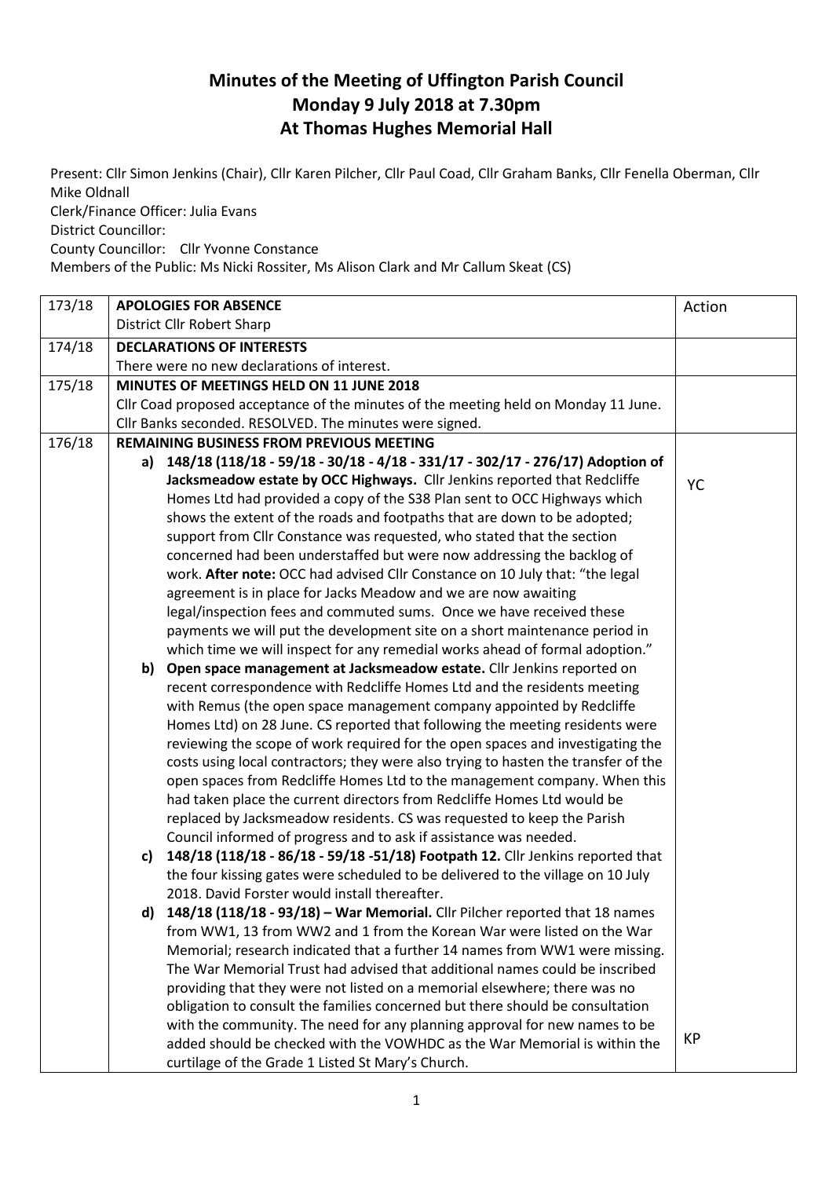# Minutes of the Meeting of Uffington Parish Council
# Monday 9 July 2018 at 7.30pm
# At Thomas Hughes Memorial Hall

Present: Cllr Simon Jenkins (Chair), Cllr Karen Pilcher, Cllr Paul Coad, Cllr Graham Banks, Cllr Fenella Oberman, Cllr Mike Oldnall
Clerk/Finance Officer: Julia Evans
District Councillor:
County Councillor: Cllr Yvonne Constance
Members of the Public: Ms Nicki Rossiter, Ms Alison Clark and Mr Callum Skeat (CS)

| | | |
|---|---|---|
| 173/18 | **APOLOGIES FOR ABSENCE**<br>District Cllr Robert Sharp | Action |
| 174/18 | **DECLARATIONS OF INTERESTS**<br>There were no new declarations of interest. | |
| 175/18 | **MINUTES OF MEETINGS HELD ON 11 JUNE 2018**<br>Cllr Coad proposed acceptance of the minutes of the meeting held on Monday 11 June. Cllr Banks seconded. RESOLVED. The minutes were signed. | |
| 176/18 | **REMAINING BUSINESS FROM PREVIOUS MEETING**<br>a) **148/18 (118/18 - 59/18 - 30/18 - 4/18 - 331/17 - 302/17 - 276/17) Adoption of Jacksmeadow estate by OCC Highways.** Cllr Jenkins reported that Redcliffe Homes Ltd had provided a copy of the S38 Plan sent to OCC Highways which shows the extent of the roads and footpaths that are down to be adopted; support from Cllr Constance was requested, who stated that the section concerned had been understaffed but were now addressing the backlog of work. **After note:** OCC had advised Cllr Constance on 10 July that: "the legal agreement is in place for Jacks Meadow and we are now awaiting legal/inspection fees and commuted sums. Once we have received these payments we will put the development site on a short maintenance period in which time we will inspect for any remedial works ahead of formal adoption."<br>b) **Open space management at Jacksmeadow estate.** Cllr Jenkins reported on recent correspondence with Redcliffe Homes Ltd and the residents meeting with Remus (the open space management company appointed by Redcliffe Homes Ltd) on 28 June. CS reported that following the meeting residents were reviewing the scope of work required for the open spaces and investigating the costs using local contractors; they were also trying to hasten the transfer of the open spaces from Redcliffe Homes Ltd to the management company. When this had taken place the current directors from Redcliffe Homes Ltd would be replaced by Jacksmeadow residents. CS was requested to keep the Parish Council informed of progress and to ask if assistance was needed.<br>c) **148/18 (118/18 - 86/18 - 59/18 -51/18) Footpath 12.** Cllr Jenkins reported that the four kissing gates were scheduled to be delivered to the village on 10 July 2018. David Forster would install thereafter.<br>d) **148/18 (118/18 - 93/18) – War Memorial.** Cllr Pilcher reported that 18 names from WW1, 13 from WW2 and 1 from the Korean War were listed on the War Memorial; research indicated that a further 14 names from WW1 were missing. The War Memorial Trust had advised that additional names could be inscribed providing that they were not listed on a memorial elsewhere; there was no obligation to consult the families concerned but there should be consultation with the community. The need for any planning approval for new names to be added should be checked with the VOWHDC as the War Memorial is within the curtilage of the Grade 1 Listed St Mary's Church. | YC<br><br><br><br><br><br><br><br><br><br><br><br><br><br><br><br><br><br><br>KP |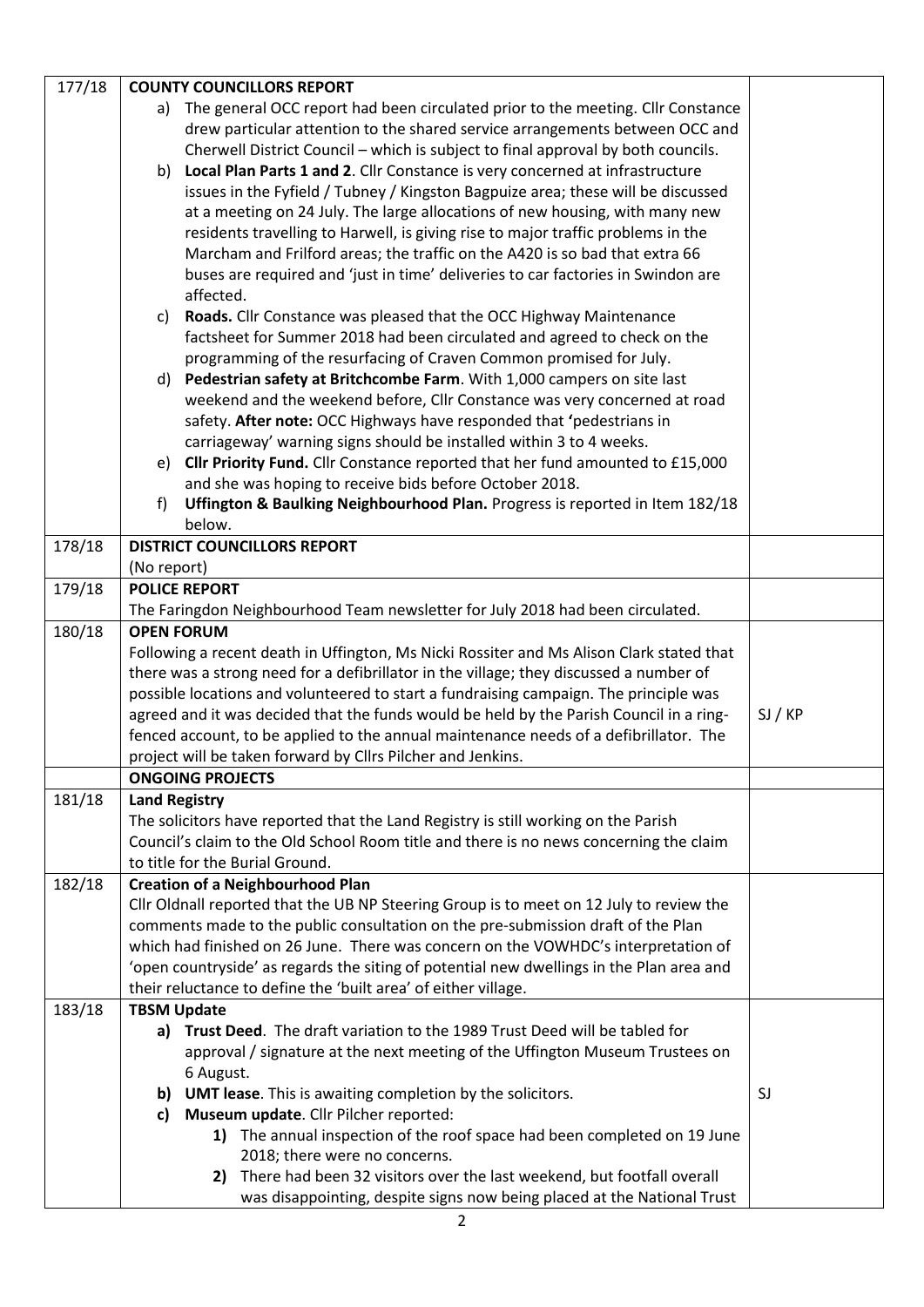| | | |
|---|---|---|
| 177/18 | **COUNTY COUNCILLORS REPORT**<br>a) The general OCC report had been circulated prior to the meeting. Cllr Constance drew particular attention to the shared service arrangements between OCC and Cherwell District Council – which is subject to final approval by both councils.<br>b) **Local Plan Parts 1 and 2**. Cllr Constance is very concerned at infrastructure issues in the Fyfield / Tubney / Kingston Bagpuize area; these will be discussed at a meeting on 24 July. The large allocations of new housing, with many new residents travelling to Harwell, is giving rise to major traffic problems in the Marcham and Frilford areas; the traffic on the A420 is so bad that extra 66 buses are required and 'just in time' deliveries to car factories in Swindon are affected.<br>c) **Roads.** Cllr Constance was pleased that the OCC Highway Maintenance factsheet for Summer 2018 had been circulated and agreed to check on the programming of the resurfacing of Craven Common promised for July.<br>d) **Pedestrian safety at Britchcombe Farm**. With 1,000 campers on site last weekend and the weekend before, Cllr Constance was very concerned at road safety. **After note:** OCC Highways have responded that **'**pedestrians in carriageway' warning signs should be installed within 3 to 4 weeks.<br>e) **Cllr Priority Fund.** Cllr Constance reported that her fund amounted to £15,000 and she was hoping to receive bids before October 2018.<br>f) **Uffington & Baulking Neighbourhood Plan.** Progress is reported in Item 182/18 below. | |
| 178/18 | **DISTRICT COUNCILLORS REPORT**<br>(No report) | |
| 179/18 | **POLICE REPORT**<br>The Faringdon Neighbourhood Team newsletter for July 2018 had been circulated. | |
| 180/18 | **OPEN FORUM**<br>Following a recent death in Uffington, Ms Nicki Rossiter and Ms Alison Clark stated that there was a strong need for a defibrillator in the village; they discussed a number of possible locations and volunteered to start a fundraising campaign. The principle was agreed and it was decided that the funds would be held by the Parish Council in a ring-fenced account, to be applied to the annual maintenance needs of a defibrillator. The project will be taken forward by Cllrs Pilcher and Jenkins. | SJ / KP |
| | **ONGOING PROJECTS** | |
| 181/18 | **Land Registry**<br>The solicitors have reported that the Land Registry is still working on the Parish Council's claim to the Old School Room title and there is no news concerning the claim to title for the Burial Ground. | |
| 182/18 | **Creation of a Neighbourhood Plan**<br>Cllr Oldnall reported that the UB NP Steering Group is to meet on 12 July to review the comments made to the public consultation on the pre-submission draft of the Plan which had finished on 26 June. There was concern on the VOWHDC's interpretation of 'open countryside' as regards the siting of potential new dwellings in the Plan area and their reluctance to define the 'built area' of either village. | |
| 183/18 | **TBSM Update**<br>**a) Trust Deed**. The draft variation to the 1989 Trust Deed will be tabled for approval / signature at the next meeting of the Uffington Museum Trustees on 6 August.<br>**b) UMT lease**. This is awaiting completion by the solicitors.<br>**c) Museum update**. Cllr Pilcher reported:<br>**1)** The annual inspection of the roof space had been completed on 19 June 2018; there were no concerns.<br>**2)** There had been 32 visitors over the last weekend, but footfall overall was disappointing, despite signs now being placed at the National Trust | SJ |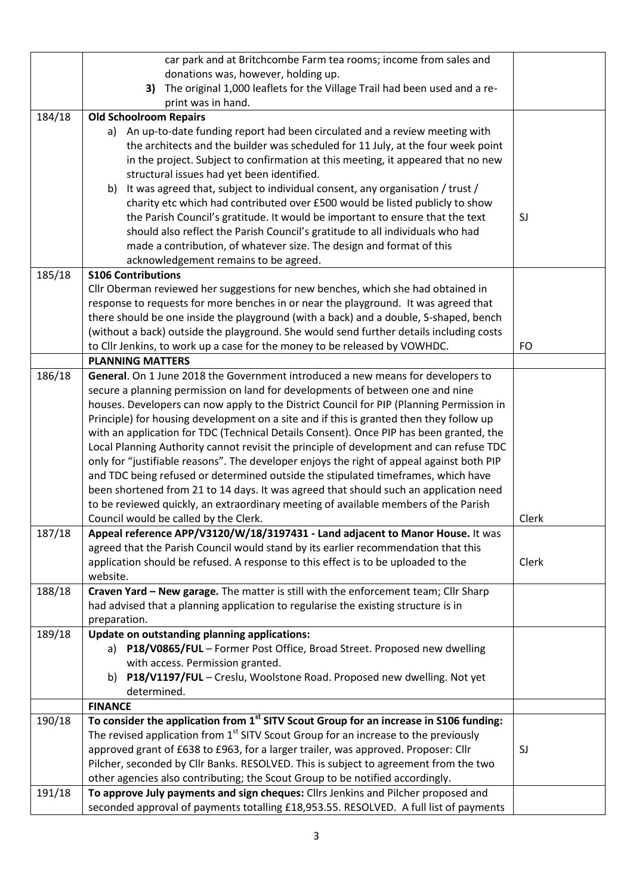| | | |
|---|---|---|
| | car park and at Britchcombe Farm tea rooms; income from sales and donations was, however, holding up.<br>**3)** The original 1,000 leaflets for the Village Trail had been used and a re-print was in hand. | |
| 184/18 | **Old Schoolroom Repairs**<br>a) An up-to-date funding report had been circulated and a review meeting with the architects and the builder was scheduled for 11 July, at the four week point in the project. Subject to confirmation at this meeting, it appeared that no new structural issues had yet been identified.<br>b) It was agreed that, subject to individual consent, any organisation / trust / charity etc which had contributed over £500 would be listed publicly to show the Parish Council's gratitude. It would be important to ensure that the text should also reflect the Parish Council's gratitude to all individuals who had made a contribution, of whatever size. The design and format of this acknowledgement remains to be agreed. | SJ |
| 185/18 | **S106 Contributions**<br>Cllr Oberman reviewed her suggestions for new benches, which she had obtained in response to requests for more benches in or near the playground. It was agreed that there should be one inside the playground (with a back) and a double, S-shaped, bench (without a back) outside the playground. She would send further details including costs to Cllr Jenkins, to work up a case for the money to be released by VOWHDC. | FO |
| | **PLANNING MATTERS** | |
| 186/18 | **General**. On 1 June 2018 the Government introduced a new means for developers to secure a planning permission on land for developments of between one and nine houses. Developers can now apply to the District Council for PIP (Planning Permission in Principle) for housing development on a site and if this is granted then they follow up with an application for TDC (Technical Details Consent). Once PIP has been granted, the Local Planning Authority cannot revisit the principle of development and can refuse TDC only for "justifiable reasons". The developer enjoys the right of appeal against both PIP and TDC being refused or determined outside the stipulated timeframes, which have been shortened from 21 to 14 days. It was agreed that should such an application need to be reviewed quickly, an extraordinary meeting of available members of the Parish Council would be called by the Clerk. | Clerk |
| 187/18 | **Appeal reference APP/V3120/W/18/3197431 - Land adjacent to Manor House.** It was agreed that the Parish Council would stand by its earlier recommendation that this application should be refused. A response to this effect is to be uploaded to the website. | Clerk |
| 188/18 | **Craven Yard – New garage.** The matter is still with the enforcement team; Cllr Sharp had advised that a planning application to regularise the existing structure is in preparation. | |
| 189/18 | **Update on outstanding planning applications:**<br>a) **P18/V0865/FUL** – Former Post Office, Broad Street. Proposed new dwelling with access. Permission granted.<br>b) **P18/V1197/FUL** – Creslu, Woolstone Road. Proposed new dwelling. Not yet determined. | |
| | **FINANCE** | |
| 190/18 | **To consider the application from 1st SITV Scout Group for an increase in S106 funding:**<br>The revised application from 1st SITV Scout Group for an increase to the previously approved grant of £638 to £963, for a larger trailer, was approved. Proposer: Cllr Pilcher, seconded by Cllr Banks. RESOLVED. This is subject to agreement from the two other agencies also contributing; the Scout Group to be notified accordingly. | SJ |
| 191/18 | **To approve July payments and sign cheques:** Cllrs Jenkins and Pilcher proposed and seconded approval of payments totalling £18,953.55. RESOLVED. A full list of payments | |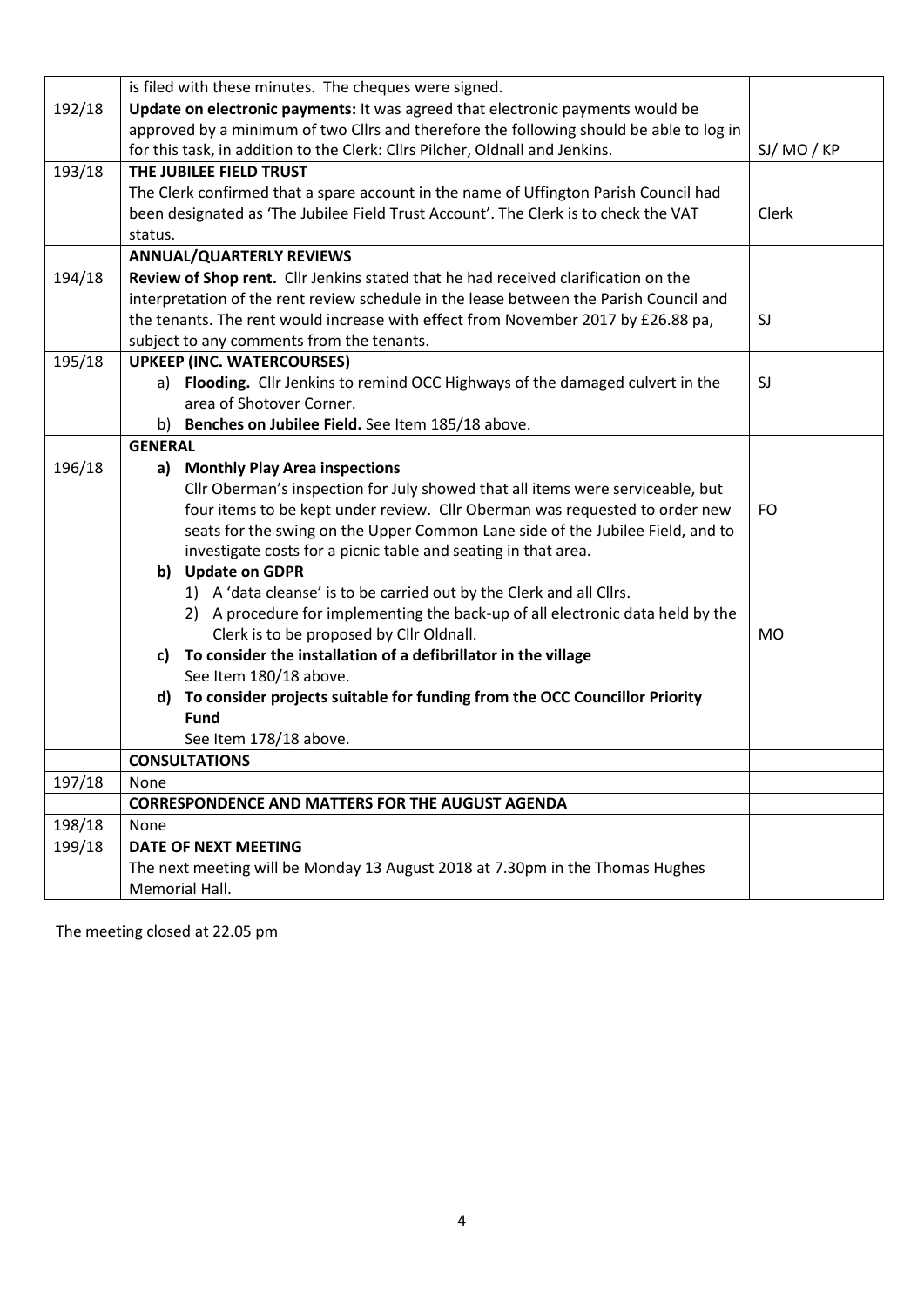| | | |
|---|---|---|
| | is filed with these minutes. The cheques were signed. | |
| 192/18 | **Update on electronic payments:** It was agreed that electronic payments would be approved by a minimum of two Cllrs and therefore the following should be able to log in for this task, in addition to the Clerk: Cllrs Pilcher, Oldnall and Jenkins. | SJ/ MO / KP |
| 193/18 | **THE JUBILEE FIELD TRUST**<br>The Clerk confirmed that a spare account in the name of Uffington Parish Council had been designated as 'The Jubilee Field Trust Account'. The Clerk is to check the VAT status. | Clerk |
| | **ANNUAL/QUARTERLY REVIEWS** | |
| 194/18 | **Review of Shop rent.** Cllr Jenkins stated that he had received clarification on the interpretation of the rent review schedule in the lease between the Parish Council and the tenants. The rent would increase with effect from November 2017 by £26.88 pa, subject to any comments from the tenants. | SJ |
| 195/18 | **UPKEEP (INC. WATERCOURSES)**<br>a) **Flooding.** Cllr Jenkins to remind OCC Highways of the damaged culvert in the area of Shotover Corner.<br>b) **Benches on Jubilee Field.** See Item 185/18 above. | SJ |
| | **GENERAL** | |
| 196/18 | **a) Monthly Play Area inspections**<br>Cllr Oberman's inspection for July showed that all items were serviceable, but four items to be kept under review. Cllr Oberman was requested to order new seats for the swing on the Upper Common Lane side of the Jubilee Field, and to investigate costs for a picnic table and seating in that area.<br>**b) Update on GDPR**<br>1) A 'data cleanse' is to be carried out by the Clerk and all Cllrs.<br>2) A procedure for implementing the back-up of all electronic data held by the Clerk is to be proposed by Cllr Oldnall.<br>**c) To consider the installation of a defibrillator in the village**<br>See Item 180/18 above.<br>**d) To consider projects suitable for funding from the OCC Councillor Priority Fund**<br>See Item 178/18 above. | FO<br><br><br><br><br><br>MO |
| | **CONSULTATIONS** | |
| 197/18 | None | |
| | **CORRESPONDENCE AND MATTERS FOR THE AUGUST AGENDA** | |
| 198/18 | None | |
| 199/18 | **DATE OF NEXT MEETING**<br>The next meeting will be Monday 13 August 2018 at 7.30pm in the Thomas Hughes Memorial Hall. | |

The meeting closed at 22.05 pm